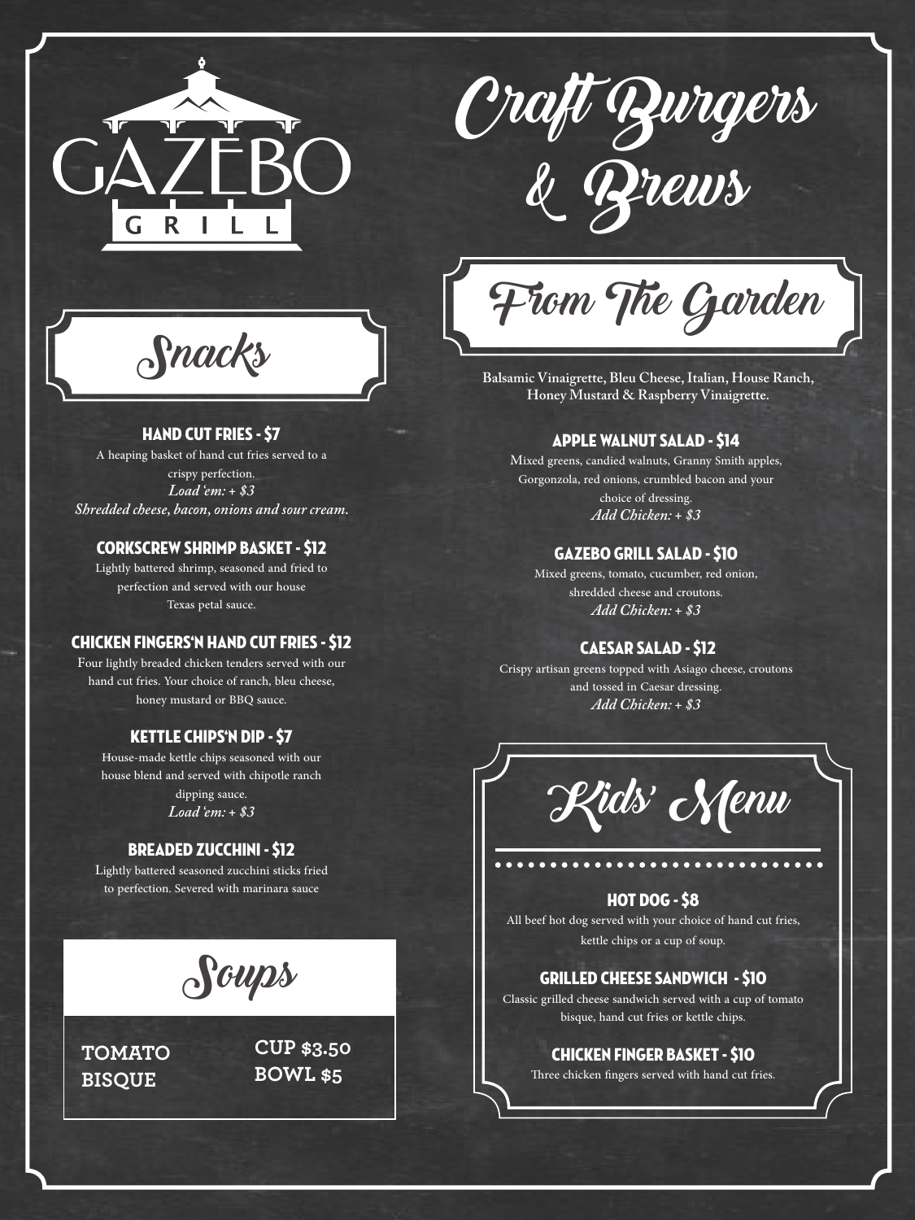# GAZEBO GRILL

# Craft Burgers & Brews

## Snacks

### HAND CUT FRIES - $7

A heaping basket of hand cut fries served to a crispy perfection.
*Load 'em: + $3*
*Shredded cheese, bacon, onions and sour cream.*

### CORKSCREW SHRIMP BASKET - $12

Lightly battered shrimp, seasoned and fried to perfection and served with our house Texas petal sauce.

### CHICKEN FINGERS'N HAND CUT FRIES - $12

Four lightly breaded chicken tenders served with our hand cut fries. Your choice of ranch, bleu cheese, honey mustard or BBQ sauce.

### KETTLE CHIPS'N DIP - $7

House-made kettle chips seasoned with our house blend and served with chipotle ranch dipping sauce.
*Load 'em: + $3*

### BREADED ZUCCHINI - $12

Lightly battered seasoned zucchini sticks fried to perfection. Severed with marinara sauce

## Soups

| TOMATO BISQUE | CUP $3.50 |
|---|---|
| | BOWL $5 |

## From The Garden

**Balsamic Vinaigrette, Bleu Cheese, Italian, House Ranch, Honey Mustard & Raspberry Vinaigrette.**

### APPLE WALNUT SALAD - $14

Mixed greens, candied walnuts, Granny Smith apples, Gorgonzola, red onions, crumbled bacon and your choice of dressing.
*Add Chicken: + $3*

### GAZEBO GRILL SALAD - $10

Mixed greens, tomato, cucumber, red onion, shredded cheese and croutons.
*Add Chicken: + $3*

### CAESAR SALAD - $12

Crispy artisan greens topped with Asiago cheese, croutons and tossed in Caesar dressing.
*Add Chicken: + $3*

## Kids' Menu

### HOT DOG - $8

All beef hot dog served with your choice of hand cut fries, kettle chips or a cup of soup.

### GRILLED CHEESE SANDWICH - $10

Classic grilled cheese sandwich served with a cup of tomato bisque, hand cut fries or kettle chips.

### CHICKEN FINGER BASKET - $10

Three chicken fingers served with hand cut fries.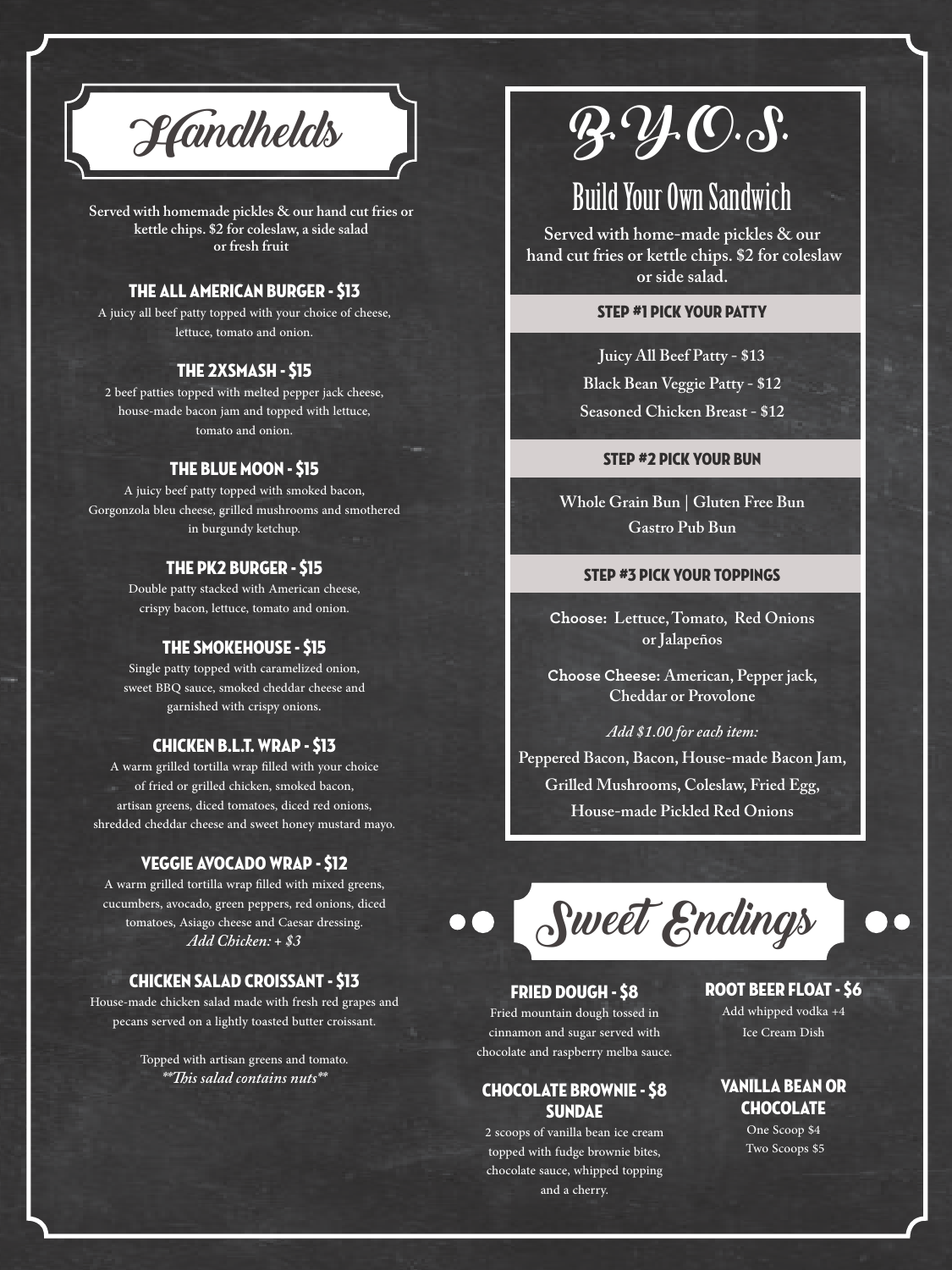# Handhelds

**Served with homemade pickles & our hand cut fries or kettle chips. $2 for coleslaw, a side salad or fresh fruit**

### THE ALL AMERICAN BURGER - $13

A juicy all beef patty topped with your choice of cheese, lettuce, tomato and onion.

### THE 2XSMASH - $15

2 beef patties topped with melted pepper jack cheese, house-made bacon jam and topped with lettuce, tomato and onion.

### THE BLUE MOON - $15

A juicy beef patty topped with smoked bacon, Gorgonzola bleu cheese, grilled mushrooms and smothered in burgundy ketchup.

### THE PK2 BURGER - $15

Double patty stacked with American cheese, crispy bacon, lettuce, tomato and onion.

### THE SMOKEHOUSE - $15

Single patty topped with caramelized onion, sweet BBQ sauce, smoked cheddar cheese and garnished with crispy onions.

### CHICKEN B.L.T. WRAP - $13

A warm grilled tortilla wrap filled with your choice of fried or grilled chicken, smoked bacon, artisan greens, diced tomatoes, diced red onions, shredded cheddar cheese and sweet honey mustard mayo.

### VEGGIE AVOCADO WRAP - $12

A warm grilled tortilla wrap filled with mixed greens, cucumbers, avocado, green peppers, red onions, diced tomatoes, Asiago cheese and Caesar dressing.
*Add Chicken: + $3*

### CHICKEN SALAD CROISSANT - $13

House-made chicken salad made with fresh red grapes and pecans served on a lightly toasted butter croissant.

Topped with artisan greens and tomato.
*\*\*This salad contains nuts\*\**

# B.Y.O.S.

## Build Your Own Sandwich

**Served with home-made pickles & our hand cut fries or kettle chips. $2 for coleslaw or side salad.**

### STEP #1 PICK YOUR PATTY

**Juicy All Beef Patty - $13**
**Black Bean Veggie Patty - $12**
**Seasoned Chicken Breast - $12**

### STEP #2 PICK YOUR BUN

**Whole Grain Bun | Gluten Free Bun**
**Gastro Pub Bun**

### STEP #3 PICK YOUR TOPPINGS

**Choose: Lettuce, Tomato, Red Onions or Jalapeños**

**Choose Cheese: American, Pepper jack, Cheddar or Provolone**

*Add $1.00 for each item:*

**Peppered Bacon, Bacon, House-made Bacon Jam, Grilled Mushrooms, Coleslaw, Fried Egg, House-made Pickled Red Onions**

# Sweet Endings

### FRIED DOUGH - $8

Fried mountain dough tossed in cinnamon and sugar served with chocolate and raspberry melba sauce.

### CHOCOLATE BROWNIE - $8 SUNDAE

2 scoops of vanilla bean ice cream topped with fudge brownie bites, chocolate sauce, whipped topping and a cherry.

### ROOT BEER FLOAT - $6

Add whipped vodka +4
Ice Cream Dish

### VANILLA BEAN OR CHOCOLATE

One Scoop $4
Two Scoops $5